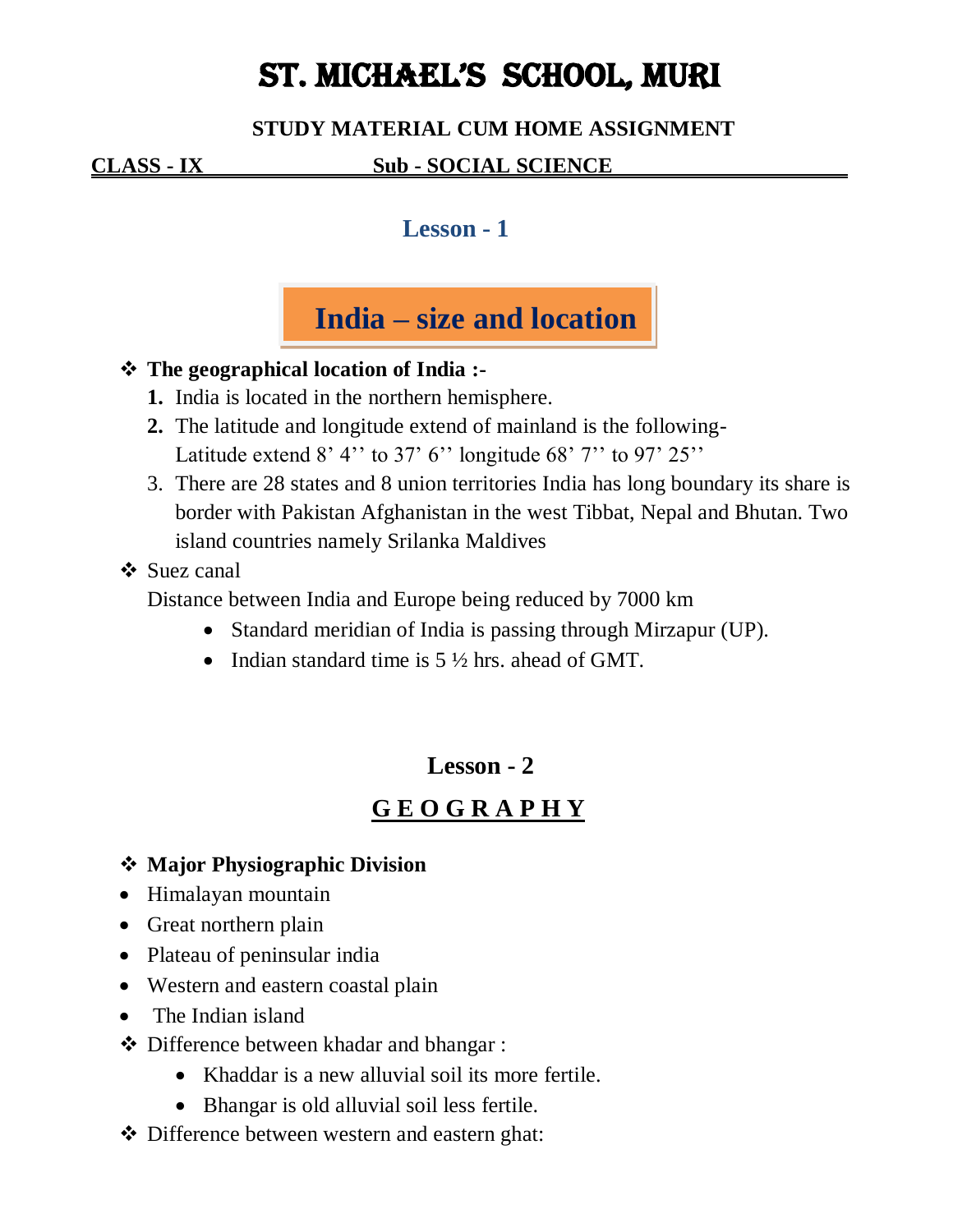# ST. MICHAEL'S SCHOOL, MURI

**STUDY MATERIAL CUM HOME ASSIGNMENT**

**CLASS - IX** **Sub - SOCIAL SCIENCE**

## Lesson - 1

## India – size and location

❖ **The geographical location of India :-**

1. India is located in the northern hemisphere.
2. The latitude and longitude extend of mainland is the following-
   Latitude extend 8' 4'' to 37' 6'' longitude 68' 7'' to 97' 25''
3. There are 28 states and 8 union territories India has long boundary its share is border with Pakistan Afghanistan in the west Tibbat, Nepal and Bhutan. Two island countries namely Srilanka Maldives

❖ Suez canal

Distance between India and Europe being reduced by 7000 km

- Standard meridian of India is passing through Mirzapur (UP).
- Indian standard time is 5 ½ hrs. ahead of GMT.

## Lesson - 2

## GEOGRAPHY

❖ **Major Physiographic Division**

- Himalayan mountain
- Great northern plain
- Plateau of peninsular india
- Western and eastern coastal plain
- The Indian island

❖ Difference between khadar and bhangar :

- Khaddar is a new alluvial soil its more fertile.
- Bhangar is old alluvial soil less fertile.

❖ Difference between western and eastern ghat: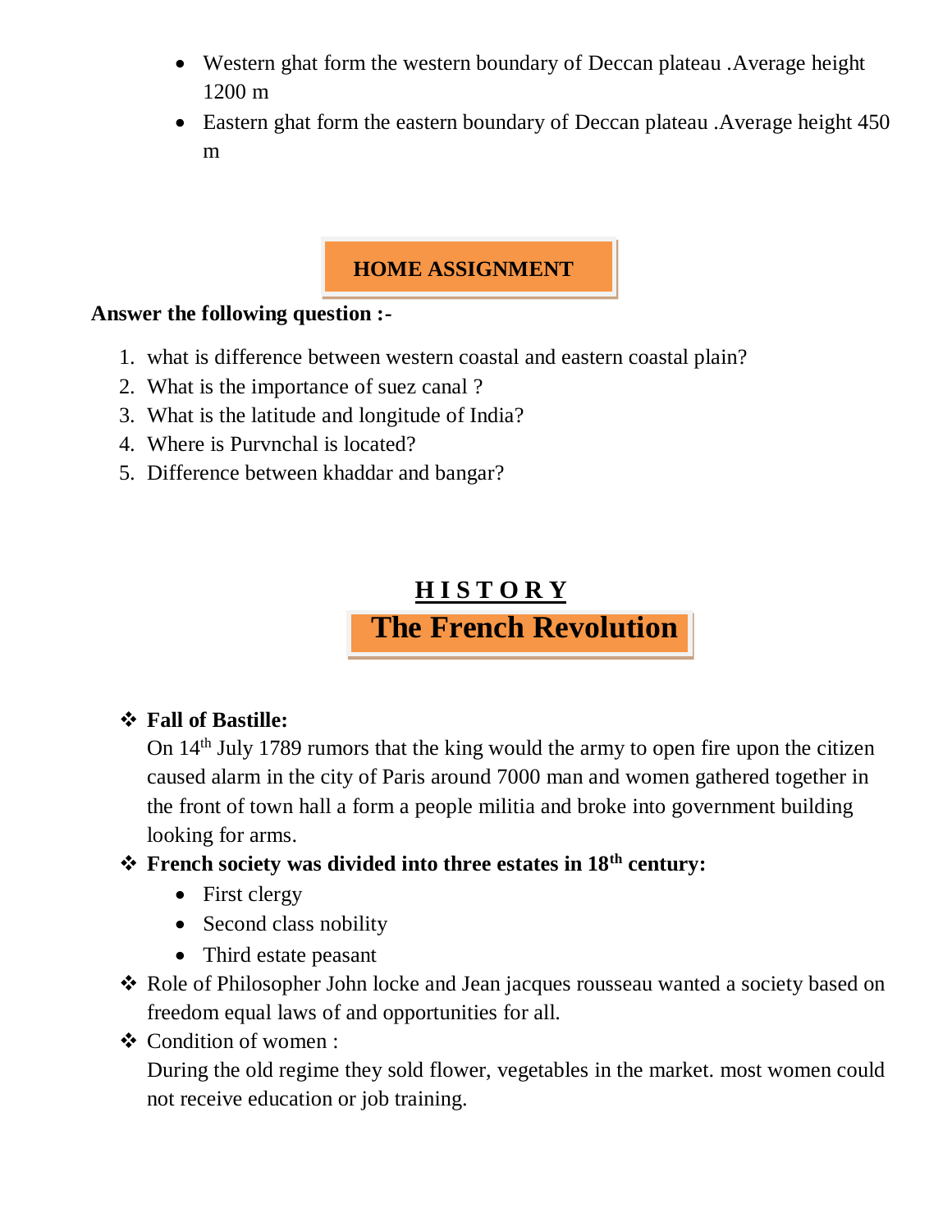- Western ghat form the western boundary of Deccan plateau .Average height 1200 m
- Eastern ghat form the eastern boundary of Deccan plateau .Average height 450 m

## HOME ASSIGNMENT

**Answer the following question :-**

1. what is difference between western coastal and eastern coastal plain?
2. What is the importance of suez canal ?
3. What is the latitude and longitude of India?
4. Where is Purvnchal is located?
5. Difference between khaddar and bangar?

# HISTORY

## The French Revolution

- **Fall of Bastille:**
  On 14th July 1789 rumors that the king would the army to open fire upon the citizen caused alarm in the city of Paris around 7000 man and women gathered together in the front of town hall a form a people militia and broke into government building looking for arms.
- **French society was divided into three estates in 18th century:**
  - First clergy
  - Second class nobility
  - Third estate peasant
- Role of Philosopher John locke and Jean jacques rousseau wanted a society based on freedom equal laws of and opportunities for all.
- Condition of women :
  During the old regime they sold flower, vegetables in the market. most women could not receive education or job training.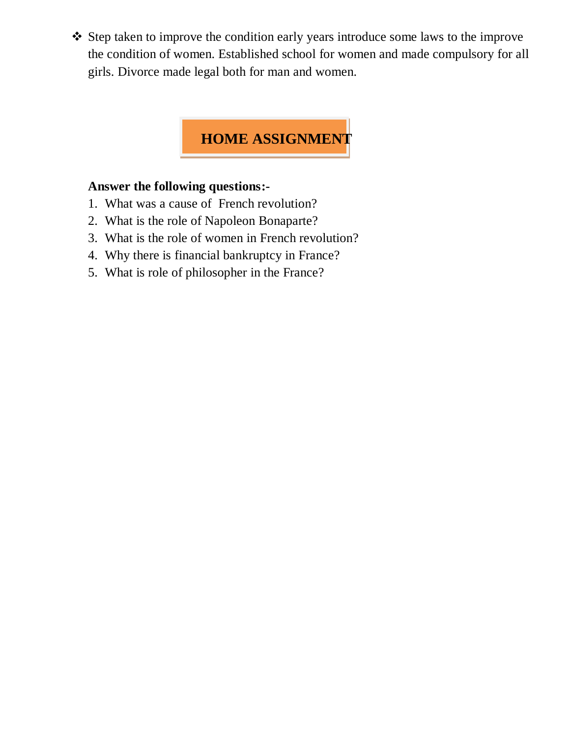- Step taken to improve the condition early years introduce some laws to the improve the condition of women. Established school for women and made compulsory for all girls. Divorce made legal both for man and women.

## HOME ASSIGNMENT

**Answer the following questions:-**

1. What was a cause of  French revolution?
2. What is the role of Napoleon Bonaparte?
3. What is the role of women in French revolution?
4. Why there is financial bankruptcy in France?
5. What is role of philosopher in the France?